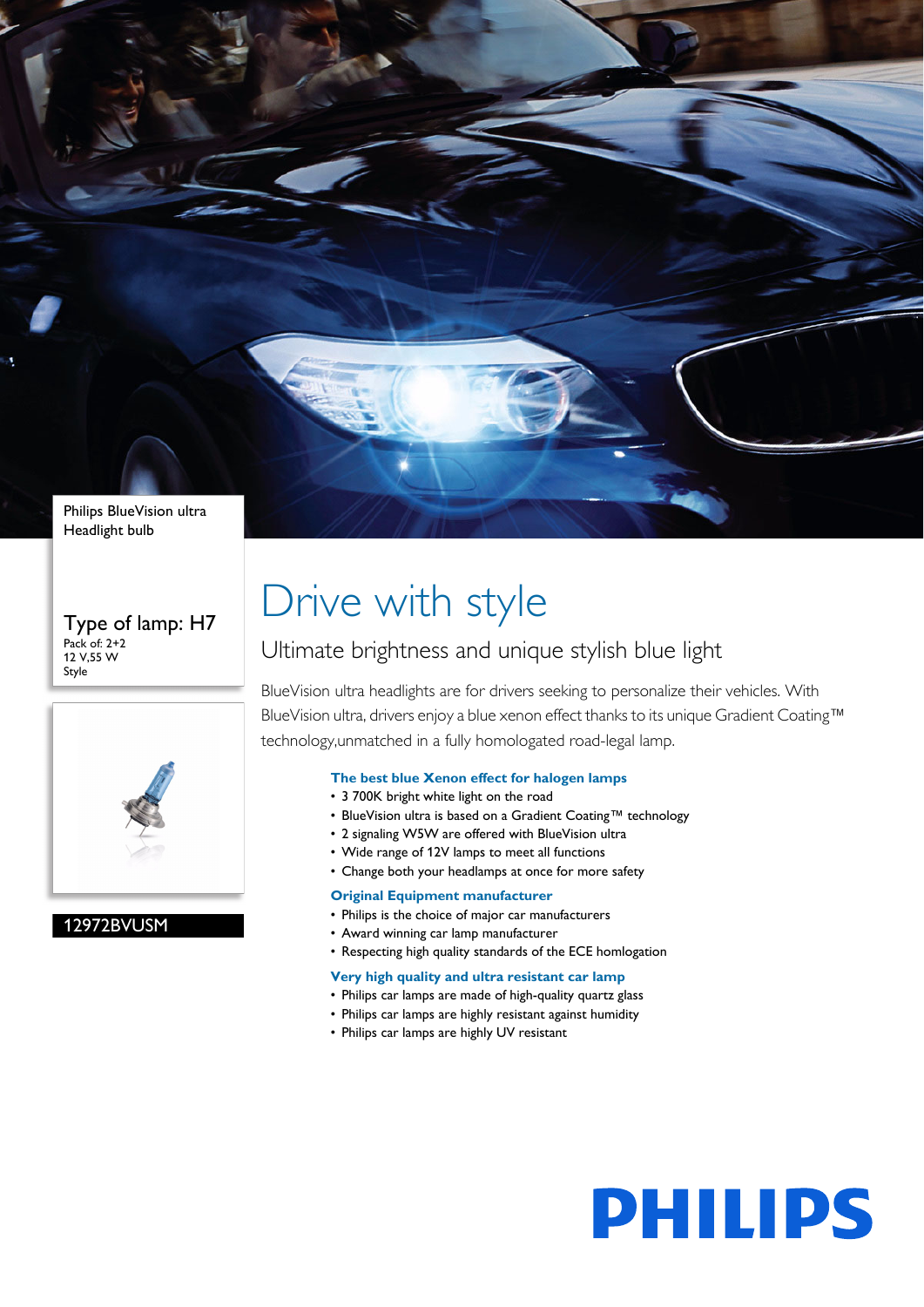Philips BlueVision ultra
Headlight bulb

Type of lamp: H7
Pack of: 2+2
12 V,55 W
Style

12972BVUSM

# Drive with style

## Ultimate brightness and unique stylish blue light

BlueVision ultra headlights are for drivers seeking to personalize their vehicles. With BlueVision ultra, drivers enjoy a blue xenon effect thanks to its unique Gradient Coating™ technology,unmatched in a fully homologated road-legal lamp.

### The best blue Xenon effect for halogen lamps

- 3 700K bright white light on the road
- BlueVision ultra is based on a Gradient Coating™ technology
- 2 signaling W5W are offered with BlueVision ultra
- Wide range of 12V lamps to meet all functions
- Change both your headlamps at once for more safety

### Original Equipment manufacturer

- Philips is the choice of major car manufacturers
- Award winning car lamp manufacturer
- Respecting high quality standards of the ECE homlogation

### Very high quality and ultra resistant car lamp

- Philips car lamps are made of high-quality quartz glass
- Philips car lamps are highly resistant against humidity
- Philips car lamps are highly UV resistant

PHILIPS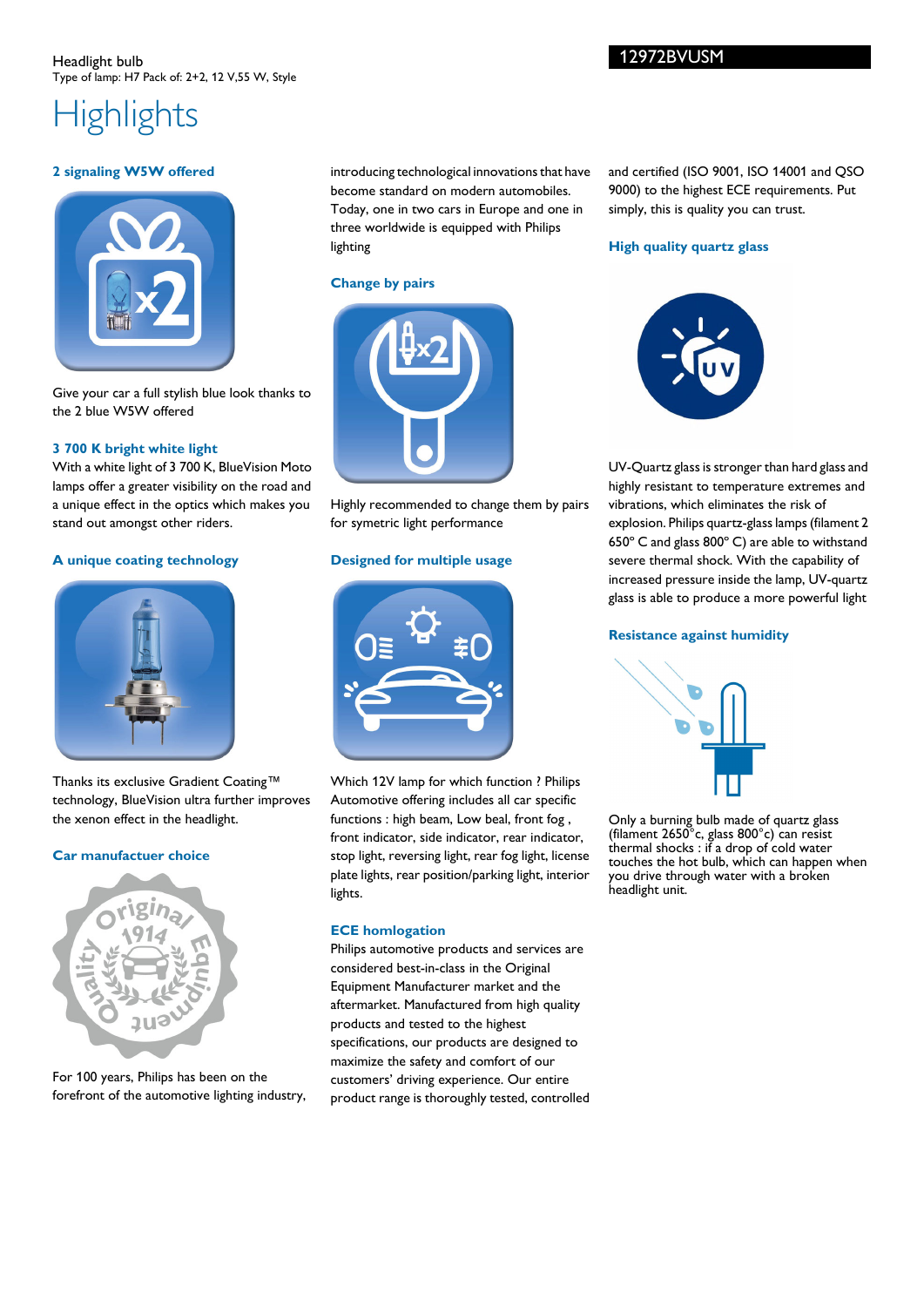Headlight bulb
Type of lamp: H7 Pack of: 2+2, 12 V,55 W, Style

12972BVUSM

# Highlights

### 2 signaling W5W offered

Give your car a full stylish blue look thanks to the 2 blue W5W offered

### 3 700 K bright white light

With a white light of 3 700 K, BlueVision Moto lamps offer a greater visibility on the road and a unique effect in the optics which makes you stand out amongst other riders.

### A unique coating technology

Thanks its exclusive Gradient Coating™ technology, BlueVision ultra further improves the xenon effect in the headlight.

### Car manufacturer choice

For 100 years, Philips has been on the forefront of the automotive lighting industry, introducing technological innovations that have become standard on modern automobiles. Today, one in two cars in Europe and one in three worldwide is equipped with Philips lighting

### Change by pairs

Highly recommended to change them by pairs for symetric light performance

### Designed for multiple usage

Which 12V lamp for which function ? Philips Automotive offering includes all car specific functions : high beam, Low beal, front fog , front indicator, side indicator, rear indicator, stop light, reversing light, rear fog light, license plate lights, rear position/parking light, interior lights.

### ECE homlogation

Philips automotive products and services are considered best-in-class in the Original Equipment Manufacturer market and the aftermarket. Manufactured from high quality products and tested to the highest specifications, our products are designed to maximize the safety and comfort of our customers' driving experience. Our entire product range is thoroughly tested, controlled and certified (ISO 9001, ISO 14001 and QSO 9000) to the highest ECE requirements. Put simply, this is quality you can trust.

### High quality quartz glass

UV-Quartz glass is stronger than hard glass and highly resistant to temperature extremes and vibrations, which eliminates the risk of explosion. Philips quartz-glass lamps (filament 2 650° C and glass 800° C) are able to withstand severe thermal shock. With the capability of increased pressure inside the lamp, UV-quartz glass is able to produce a more powerful light

### Resistance against humidity

Only a burning bulb made of quartz glass (filament 2650°c, glass 800°c) can resist thermal shocks : if a drop of cold water touches the hot bulb, which can happen when you drive through water with a broken headlight unit.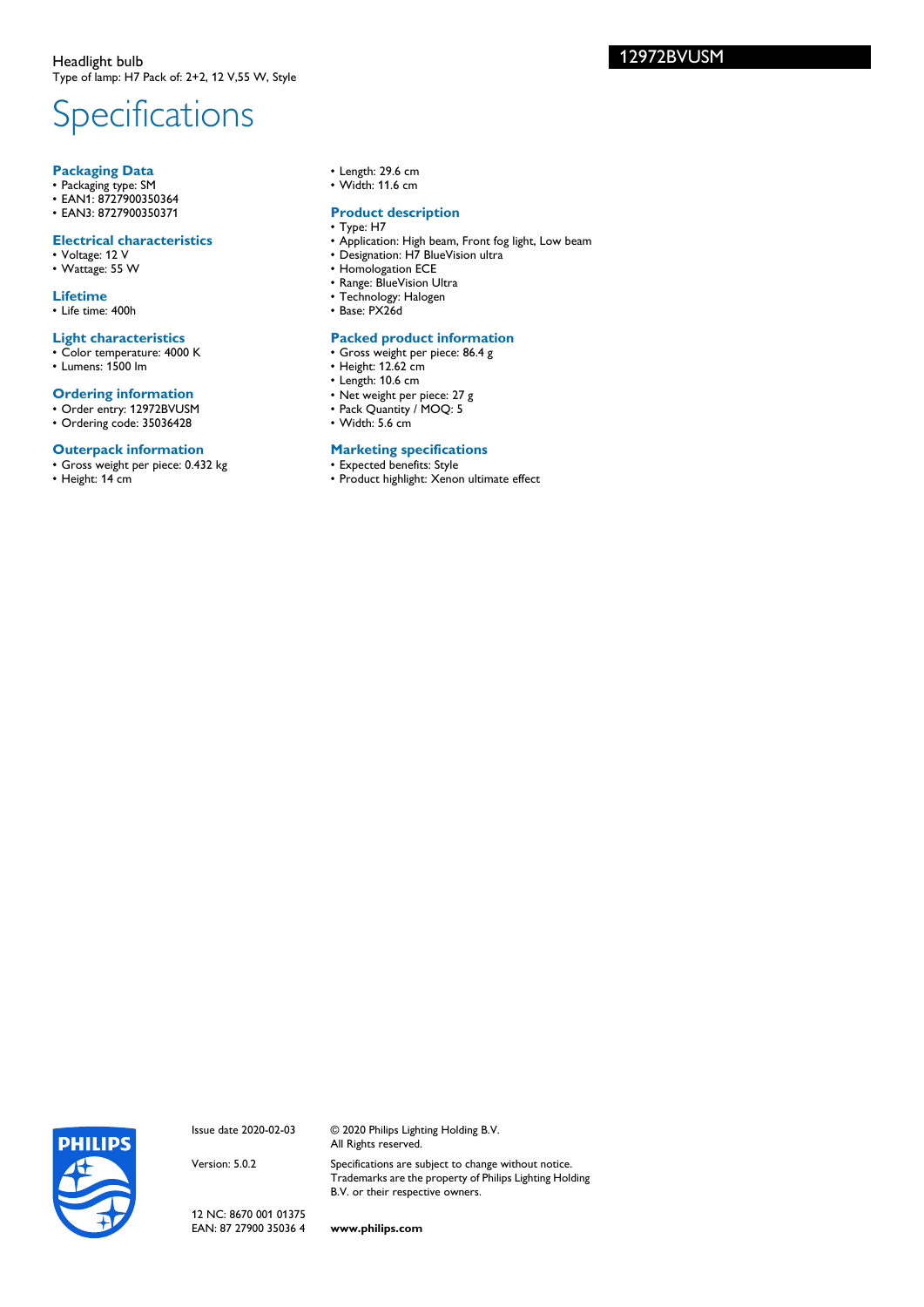Headlight bulb

Type of lamp: H7 Pack of: 2+2, 12 V,55 W, Style

12972BVUSM

# Specifications

### Packaging Data

- Packaging type: SM
- EAN1: 8727900350364
- EAN3: 8727900350371

### Electrical characteristics

- Voltage: 12 V
- Wattage: 55 W

### Lifetime

- Life time: 400h

### Light characteristics

- Color temperature: 4000 K
- Lumens: 1500 lm

### Ordering information

- Order entry: 12972BVUSM
- Ordering code: 35036428

### Outerpack information

- Gross weight per piece: 0.432 kg
- Height: 14 cm
- Length: 29.6 cm
- Width: 11.6 cm

### Product description

- Type: H7
- Application: High beam, Front fog light, Low beam
- Designation: H7 BlueVision ultra
- Homologation ECE
- Range: BlueVision Ultra
- Technology: Halogen
- Base: PX26d

### Packed product information

- Gross weight per piece: 86.4 g
- Height: 12.62 cm
- Length: 10.6 cm
- Net weight per piece: 27 g
- Pack Quantity / MOQ: 5
- Width: 5.6 cm

### Marketing specifications

- Expected benefits: Style
- Product highlight: Xenon ultimate effect

Issue date 2020-02-03

Version: 5.0.2

12 NC: 8670 001 01375

EAN: 87 27900 35036 4

© 2020 Philips Lighting Holding B.V.
All Rights reserved.

Specifications are subject to change without notice. Trademarks are the property of Philips Lighting Holding B.V. or their respective owners.

**www.philips.com**